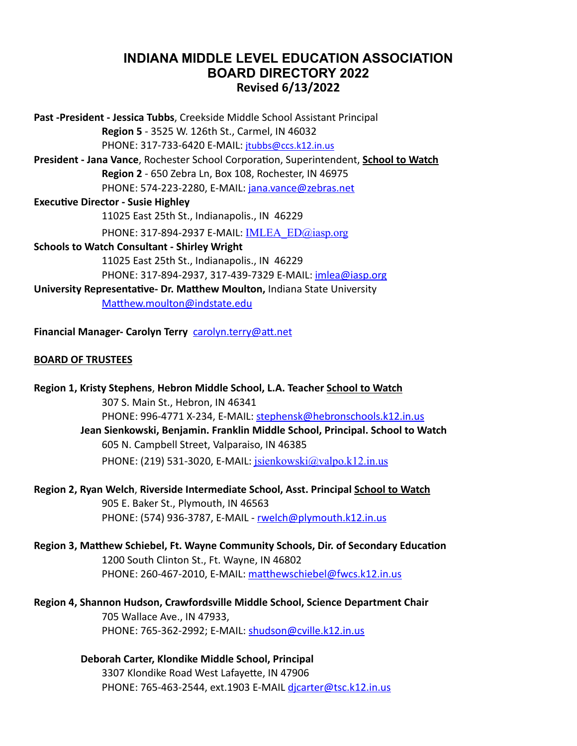# INDIANA MIDDLE LEVEL EDUCATION ASSOCIATION
# BOARD DIRECTORY 2022
### Revised 6/13/2022

**Past -President - Jessica Tubbs**, Creekside Middle School Assistant Principal
**Region 5** - 3525 W. 126th St., Carmel, IN 46032
PHONE: 317-733-6420 E-MAIL: jtubbs@ccs.k12.in.us

**President - Jana Vance**, Rochester School Corporation, Superintendent, **School to Watch**
**Region 2** - 650 Zebra Ln, Box 108, Rochester, IN 46975
PHONE: 574-223-2280, E-MAIL: jana.vance@zebras.net

**Executive Director - Susie Highley**
11025 East 25th St., Indianapolis., IN 46229
PHONE: 317-894-2937 E-MAIL: IMLEA_ED@iasp.org

**Schools to Watch Consultant - Shirley Wright**
11025 East 25th St., Indianapolis., IN 46229
PHONE: 317-894-2937, 317-439-7329 E-MAIL: imlea@iasp.org

**University Representative- Dr. Matthew Moulton,** Indiana State University
Matthew.moulton@indstate.edu

**Financial Manager- Carolyn Terry** carolyn.terry@att.net

## BOARD OF TRUSTEES

**Region 1, Kristy Stephens**, **Hebron Middle School, L.A. Teacher School to Watch**
307 S. Main St., Hebron, IN 46341
PHONE: 996-4771 X-234, E-MAIL: stephensk@hebronschools.k12.in.us

**Jean Sienkowski, Benjamin. Franklin Middle School, Principal. School to Watch**
605 N. Campbell Street, Valparaiso, IN 46385
PHONE: (219) 531-3020, E-MAIL: jsienkowski@valpo.k12.in.us

**Region 2, Ryan Welch**, **Riverside Intermediate School, Asst. Principal School to Watch**
905 E. Baker St., Plymouth, IN 46563
PHONE: (574) 936-3787, E-MAIL - rwelch@plymouth.k12.in.us

**Region 3, Matthew Schiebel, Ft. Wayne Community Schools, Dir. of Secondary Education**
1200 South Clinton St., Ft. Wayne, IN 46802
PHONE: 260-467-2010, E-MAIL: matthewschiebel@fwcs.k12.in.us

**Region 4, Shannon Hudson, Crawfordsville Middle School, Science Department Chair**
705 Wallace Ave., IN 47933,
PHONE: 765-362-2992; E-MAIL: shudson@cville.k12.in.us

**Deborah Carter, Klondike Middle School, Principal**
3307 Klondike Road West Lafayette, IN 47906
PHONE: 765-463-2544, ext.1903 E-MAIL djcarter@tsc.k12.in.us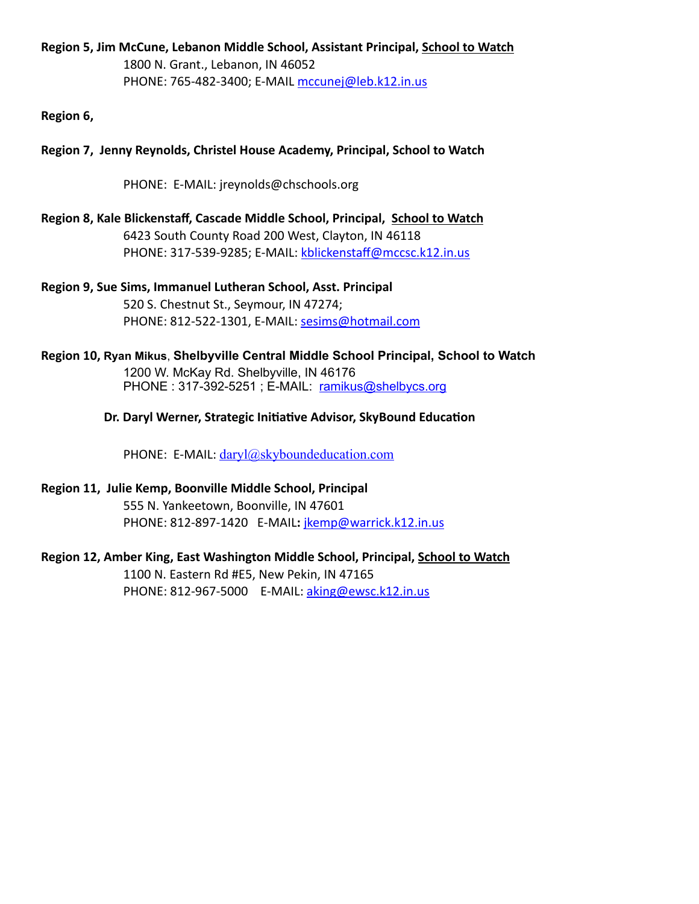**Region 5, Jim McCune, Lebanon Middle School, Assistant Principal, School to Watch**
1800 N. Grant., Lebanon, IN 46052
PHONE: 765-482-3400; E-MAIL mccunej@leb.k12.in.us

**Region 6,**

**Region 7, Jenny Reynolds, Christel House Academy, Principal, School to Watch**

PHONE: E-MAIL: jreynolds@chschools.org

**Region 8, Kale Blickenstaff, Cascade Middle School, Principal, School to Watch**
6423 South County Road 200 West, Clayton, IN 46118
PHONE: 317-539-9285; E-MAIL: kblickenstaff@mccsc.k12.in.us

**Region 9, Sue Sims, Immanuel Lutheran School, Asst. Principal**
520 S. Chestnut St., Seymour, IN 47274;
PHONE: 812-522-1301, E-MAIL: sesims@hotmail.com

**Region 10, Ryan Mikus, Shelbyville Central Middle School Principal, School to Watch**
1200 W. McKay Rd. Shelbyville, IN 46176
PHONE : 317-392-5251 ; E-MAIL: ramikus@shelbycs.org

**Dr. Daryl Werner, Strategic Initiative Advisor, SkyBound Education**

PHONE: E-MAIL: daryl@skyboundeducation.com

**Region 11, Julie Kemp, Boonville Middle School, Principal**
555 N. Yankeetown, Boonville, IN 47601
PHONE: 812-897-1420 E-MAIL**:** jkemp@warrick.k12.in.us

**Region 12, Amber King, East Washington Middle School, Principal, School to Watch**
1100 N. Eastern Rd #E5, New Pekin, IN 47165
PHONE: 812-967-5000 E-MAIL: aking@ewsc.k12.in.us